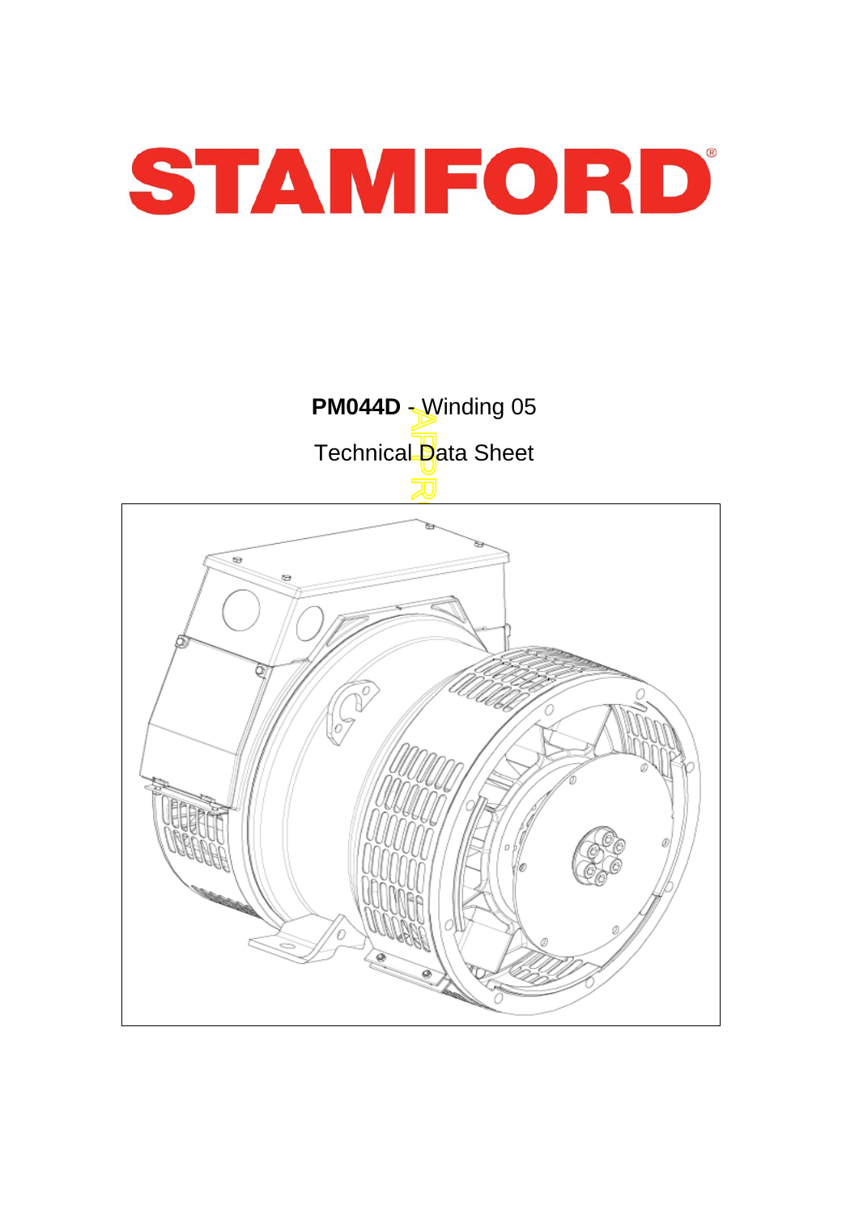# STAMFORD

**PM044D** - Winding 05

Technical Data Sheet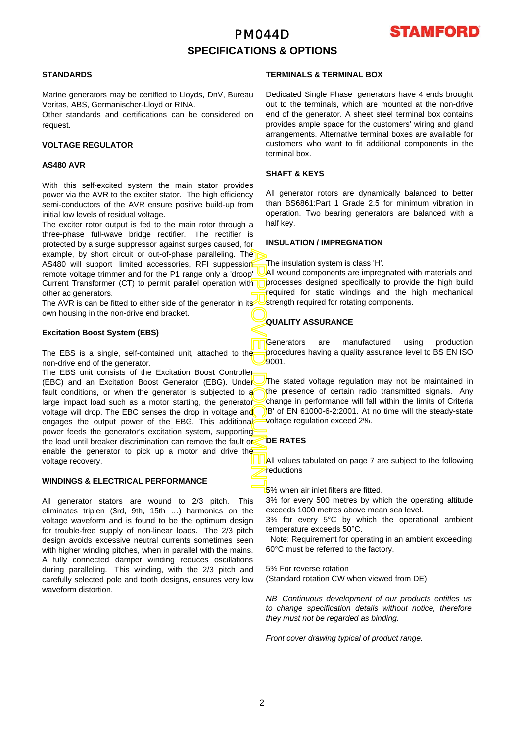# PM044D

## SPECIFICATIONS & OPTIONS

### STANDARDS

Marine generators may be certified to Lloyds, DnV, Bureau Veritas, ABS, Germanischer-Lloyd or RINA.
Other standards and certifications can be considered on request.

### VOLTAGE REGULATOR

### AS480 AVR

With this self-excited system the main stator provides power via the AVR to the exciter stator. The high efficiency semi-conductors of the AVR ensure positive build-up from initial low levels of residual voltage.
The exciter rotor output is fed to the main rotor through a three-phase full-wave bridge rectifier. The rectifier is protected by a surge suppressor against surges caused, for example, by short circuit or out-of-phase paralleling. The AS480 will support limited accessories, RFI suppession remote voltage trimmer and for the P1 range only a 'droop' Current Transformer (CT) to permit parallel operation with other ac generators.
The AVR is can be fitted to either side of the generator in its own housing in the non-drive end bracket.

### Excitation Boost System (EBS)

The EBS is a single, self-contained unit, attached to the non-drive end of the generator.
The EBS unit consists of the Excitation Boost Controller (EBC) and an Excitation Boost Generator (EBG). Under fault conditions, or when the generator is subjected to a large impact load such as a motor starting, the generator voltage will drop. The EBC senses the drop in voltage and engages the output power of the EBG. This additional power feeds the generator's excitation system, supporting the load until breaker discrimination can remove the fault or enable the generator to pick up a motor and drive the voltage recovery.

### WINDINGS & ELECTRICAL PERFORMANCE

All generator stators are wound to 2/3 pitch. This eliminates triplen (3rd, 9th, 15th …) harmonics on the voltage waveform and is found to be the optimum design for trouble-free supply of non-linear loads. The 2/3 pitch design avoids excessive neutral currents sometimes seen with higher winding pitches, when in parallel with the mains. A fully connected damper winding reduces oscillations during paralleling. This winding, with the 2/3 pitch and carefully selected pole and tooth designs, ensures very low waveform distortion.

### TERMINALS & TERMINAL BOX

Dedicated Single Phase generators have 4 ends brought out to the terminals, which are mounted at the non-drive end of the generator. A sheet steel terminal box contains provides ample space for the customers' wiring and gland arrangements. Alternative terminal boxes are available for customers who want to fit additional components in the terminal box.

### SHAFT & KEYS

All generator rotors are dynamically balanced to better than BS6861:Part 1 Grade 2.5 for minimum vibration in operation. Two bearing generators are balanced with a half key.

### INSULATION / IMPREGNATION

The insulation system is class 'H'.
All wound components are impregnated with materials and processes designed specifically to provide the high build required for static windings and the high mechanical strength required for rotating components.

### QUALITY ASSURANCE

Generators are manufactured using production procedures having a quality assurance level to BS EN ISO 9001.

The stated voltage regulation may not be maintained in the presence of certain radio transmitted signals. Any change in performance will fall within the limits of Criteria 'B' of EN 61000-6-2:2001. At no time will the steady-state voltage regulation exceed 2%.

### DE RATES

All values tabulated on page 7 are subject to the following reductions

5% when air inlet filters are fitted.
3% for every 500 metres by which the operating altitude exceeds 1000 metres above mean sea level.
3% for every 5°C by which the operational ambient temperature exceeds 50°C.
Note: Requirement for operating in an ambient exceeding 60°C must be referred to the factory.

5% For reverse rotation
(Standard rotation CW when viewed from DE)

*NB Continuous development of our products entitles us to change specification details without notice, therefore they must not be regarded as binding.*

*Front cover drawing typical of product range.*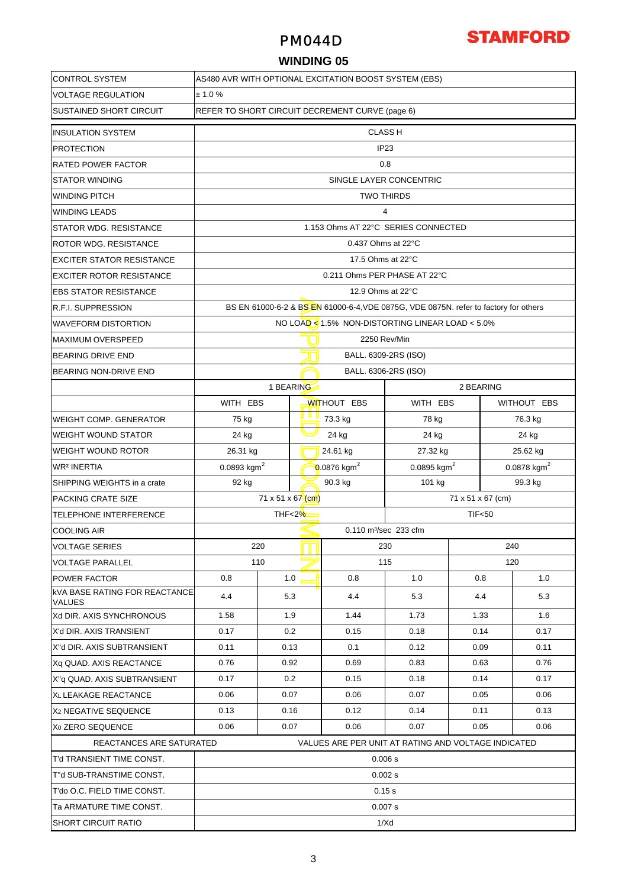# PM044D

## WINDING 05

| CONTROL SYSTEM | AS480 AVR WITH OPTIONAL EXCITATION BOOST SYSTEM (EBS) |
|---|---|
| VOLTAGE REGULATION | ± 1.0 % |
| SUSTAINED SHORT CIRCUIT | REFER TO SHORT CIRCUIT DECREMENT CURVE (page 6) |

| | | | | | | |
|---|---|---|---|---|---|---|
| INSULATION SYSTEM | CLASS H | | | | | |
| PROTECTION | IP23 | | | | | |
| RATED POWER FACTOR | 0.8 | | | | | |
| STATOR WINDING | SINGLE LAYER CONCENTRIC | | | | | |
| WINDING PITCH | TWO THIRDS | | | | | |
| WINDING LEADS | 4 | | | | | |
| STATOR WDG. RESISTANCE | 1.153 Ohms AT 22°C SERIES CONNECTED | | | | | |
| ROTOR WDG. RESISTANCE | 0.437 Ohms at 22°C | | | | | |
| EXCITER STATOR RESISTANCE | 17.5 Ohms at 22°C | | | | | |
| EXCITER ROTOR RESISTANCE | 0.211 Ohms PER PHASE AT 22°C | | | | | |
| EBS STATOR RESISTANCE | 12.9 Ohms at 22°C | | | | | |
| R.F.I. SUPPRESSION | BS EN 61000-6-2 & BS EN 61000-6-4,VDE 0875G, VDE 0875N. refer to factory for others | | | | | |
| WAVEFORM DISTORTION | NO LOAD < 1.5% NON-DISTORTING LINEAR LOAD < 5.0% | | | | | |
| MAXIMUM OVERSPEED | 2250 Rev/Min | | | | | |
| BEARING DRIVE END | BALL. 6309-2RS (ISO) | | | | | |
| BEARING NON-DRIVE END | BALL. 6306-2RS (ISO) | | | | | |
| | 1 BEARING | | | 2 BEARING | | |
| | WITH EBS | | WITHOUT EBS | WITH EBS | | WITHOUT EBS |
| WEIGHT COMP. GENERATOR | 75 kg | | 73.3 kg | 78 kg | | 76.3 kg |
| WEIGHT WOUND STATOR | 24 kg | | 24 kg | 24 kg | | 24 kg |
| WEIGHT WOUND ROTOR | 26.31 kg | | 24.61 kg | 27.32 kg | | 25.62 kg |
| $WR^2$ INERTIA | 0.0893 $kgm^2$ | | 0.0876 $kgm^2$ | 0.0895 $kgm^2$ | | 0.0878 $kgm^2$ |
| SHIPPING WEIGHTS in a crate | 92 kg | | 90.3 kg | 101 kg | | 99.3 kg |
| PACKING CRATE SIZE | 71 x 51 x 67 (cm) | | | 71 x 51 x 67 (cm) | | |
| TELEPHONE INTERFERENCE | THF<2% | | | TIF<50 | | |
| COOLING AIR | 0.110 $m^3$/sec 233 cfm | | | | | |
| VOLTAGE SERIES | 220 | | 230 | | 240 | |
| VOLTAGE PARALLEL | 110 | | 115 | | 120 | |
| POWER FACTOR | 0.8 | 1.0 | 0.8 | 1.0 | 0.8 | 1.0 |
| kVA BASE RATING FOR REACTANCE VALUES | 4.4 | 5.3 | 4.4 | 5.3 | 4.4 | 5.3 |
| Xd DIR. AXIS SYNCHRONOUS | 1.58 | 1.9 | 1.44 | 1.73 | 1.33 | 1.6 |
| X'd DIR. AXIS TRANSIENT | 0.17 | 0.2 | 0.15 | 0.18 | 0.14 | 0.17 |
| X''d DIR. AXIS SUBTRANSIENT | 0.11 | 0.13 | 0.1 | 0.12 | 0.09 | 0.11 |
| Xq QUAD. AXIS REACTANCE | 0.76 | 0.92 | 0.69 | 0.83 | 0.63 | 0.76 |
| X''q QUAD. AXIS SUBTRANSIENT | 0.17 | 0.2 | 0.15 | 0.18 | 0.14 | 0.17 |
| $X_L$ LEAKAGE REACTANCE | 0.06 | 0.07 | 0.06 | 0.07 | 0.05 | 0.06 |
| $X_2$ NEGATIVE SEQUENCE | 0.13 | 0.16 | 0.12 | 0.14 | 0.11 | 0.13 |
| $X_0$ ZERO SEQUENCE | 0.06 | 0.07 | 0.06 | 0.07 | 0.05 | 0.06 |
| REACTANCES ARE SATURATED | VALUES ARE PER UNIT AT RATING AND VOLTAGE INDICATED | | | | | |
| T'd TRANSIENT TIME CONST. | 0.006 s | | | | | |
| T''d SUB-TRANSTIME CONST. | 0.002 s | | | | | |
| T'do O.C. FIELD TIME CONST. | 0.15 s | | | | | |
| Ta ARMATURE TIME CONST. | 0.007 s | | | | | |
| SHORT CIRCUIT RATIO | 1/Xd | | | | | |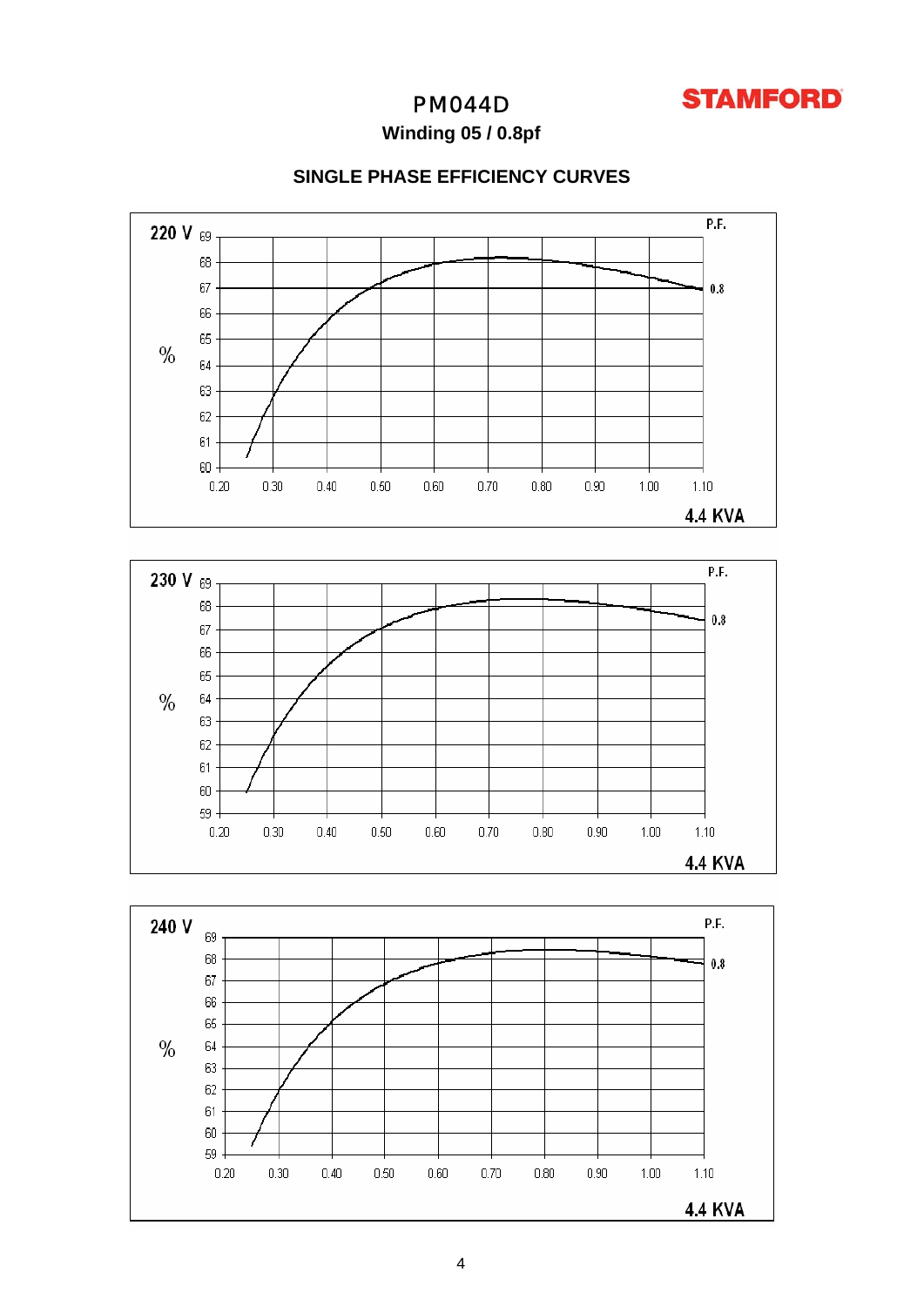# PM044D

**STAMFORD**

### Winding 05 / 0.8pf

## SINGLE PHASE EFFICIENCY CURVES

220 V

P.F.

% 

60, 61, 62, 63, 64, 65, 66, 67, 68, 69

0.8

0.20 0.30 0.40 0.50 0.60 0.70 0.80 0.90 1.00 1.10

4.4 KVA

230 V

P.F.

%

59, 60, 61, 62, 63, 64, 65, 66, 67, 68, 69

0.8

0.20 0.30 0.40 0.50 0.60 0.70 0.80 0.90 1.00 1.10

4.4 KVA

240 V

P.F.

%

59, 60, 61, 62, 63, 64, 65, 66, 67, 68, 69

0.8

0.20 0.30 0.40 0.50 0.60 0.70 0.80 0.90 1.00 1.10

4.4 KVA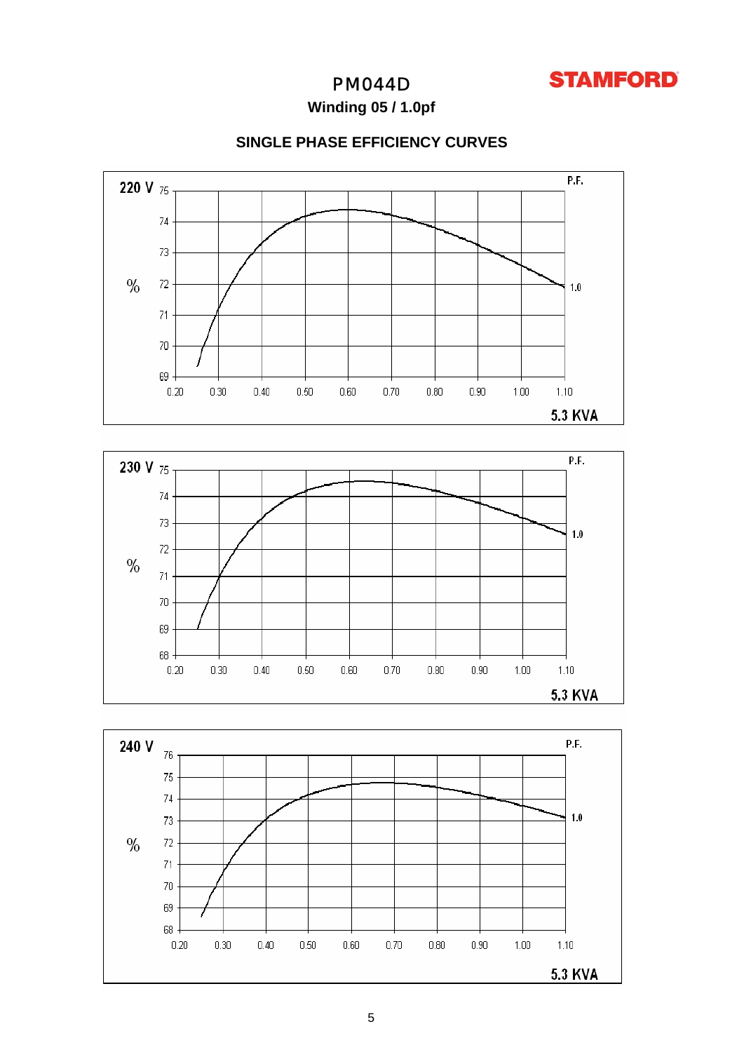# PM044D

STAMFORD

**Winding 05 / 1.0pf**

## SINGLE PHASE EFFICIENCY CURVES

**220 V**

% (69–75) vs. 0.20–1.10 × 5.3 KVA; P.F. 1.0

**230 V**

% (68–75) vs. 0.20–1.10 × 5.3 KVA; P.F. 1.0

**240 V**

% (68–76) vs. 0.20–1.10 × 5.3 KVA; P.F. 1.0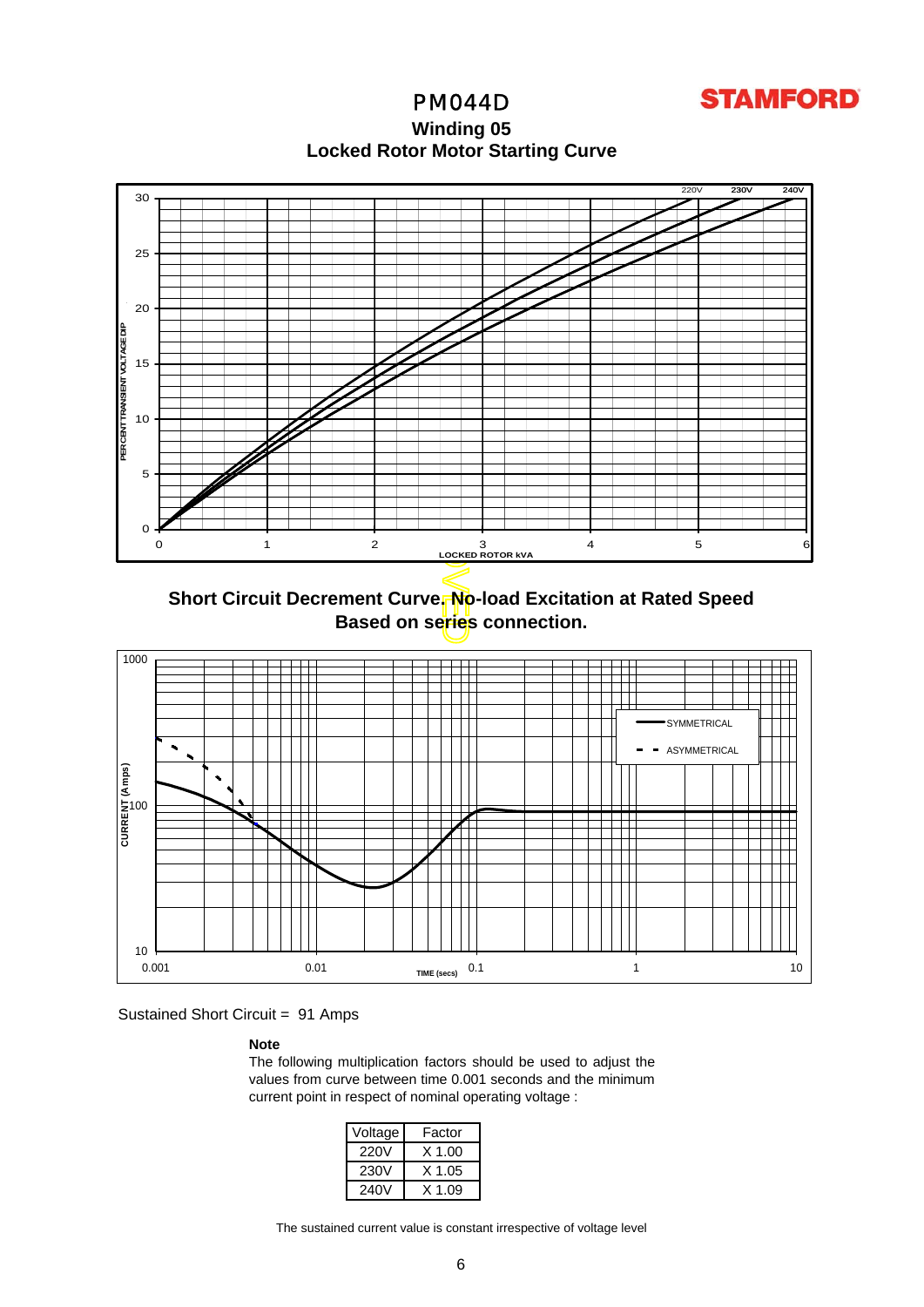# PM044D

**Winding 05**

**Locked Rotor Motor Starting Curve**

PERCENT TRANSIENT VOLTAGE DIP

LOCKED ROTOR kVA

220V 230V 240V

**Short Circuit Decrement Curve. No-load Excitation at Rated Speed**
**Based on series connection.**

CURRENT (Amps)

TIME (secs)

SYMMETRICAL

ASYMMETRICAL

Sustained Short Circuit = 91 Amps

**Note**

The following multiplication factors should be used to adjust the values from curve between time 0.001 seconds and the minimum current point in respect of nominal operating voltage :

| Voltage | Factor |
|---|---|
| 220V | X 1.00 |
| 230V | X 1.05 |
| 240V | X 1.09 |

The sustained current value is constant irrespective of voltage level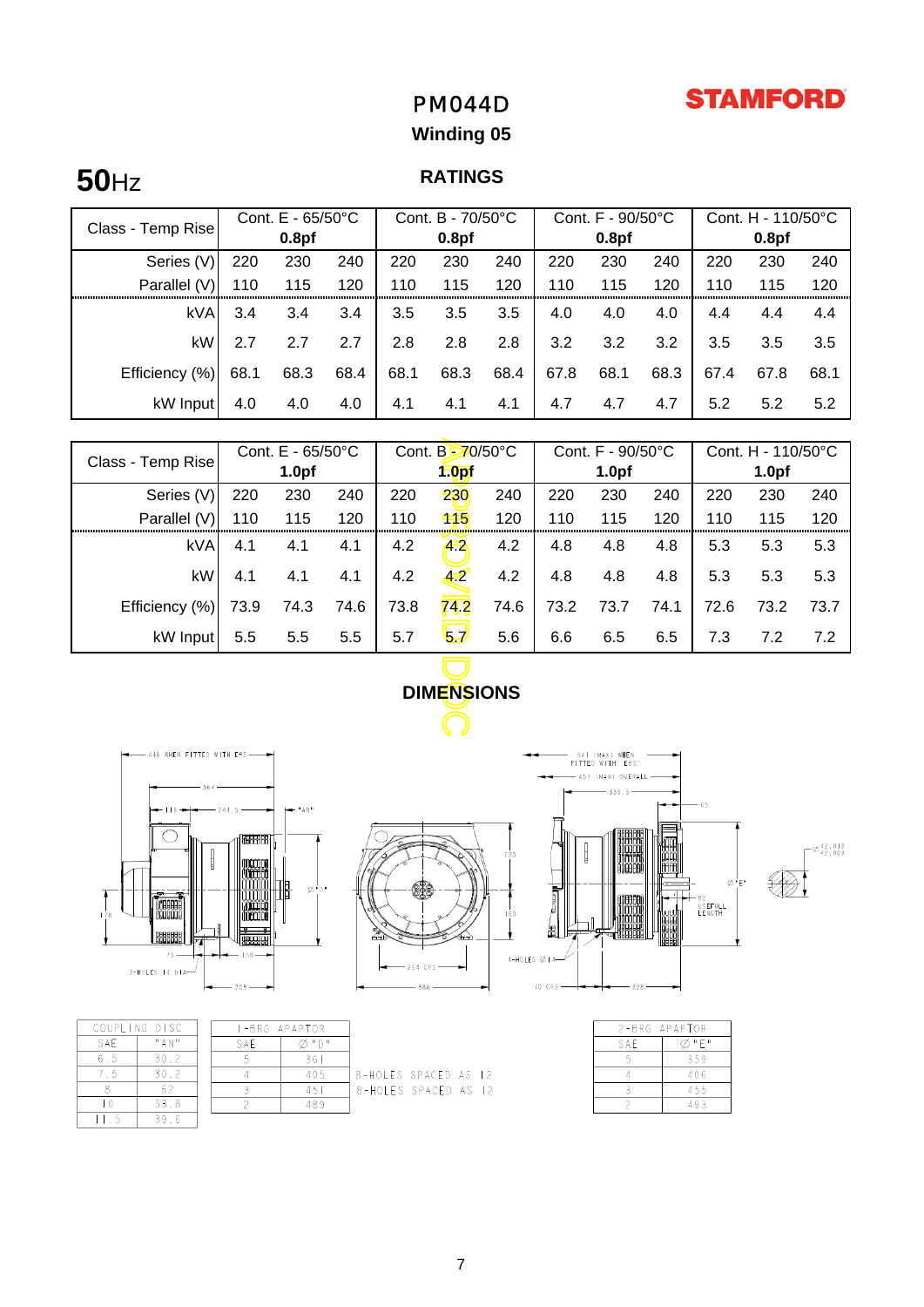# PM044D

STAMFORD

## Winding 05

**50**Hz

### RATINGS

| Class - Temp Rise | Cont. E - 65/50°C 0.8pf | | | Cont. B - 70/50°C 0.8pf | | | Cont. F - 90/50°C 0.8pf | | | Cont. H - 110/50°C 0.8pf | | |
|---|---|---|---|---|---|---|---|---|---|---|---|---|
| Series (V) | 220 | 230 | 240 | 220 | 230 | 240 | 220 | 230 | 240 | 220 | 230 | 240 |
| Parallel (V) | 110 | 115 | 120 | 110 | 115 | 120 | 110 | 115 | 120 | 110 | 115 | 120 |
| kVA | 3.4 | 3.4 | 3.4 | 3.5 | 3.5 | 3.5 | 4.0 | 4.0 | 4.0 | 4.4 | 4.4 | 4.4 |
| kW | 2.7 | 2.7 | 2.7 | 2.8 | 2.8 | 2.8 | 3.2 | 3.2 | 3.2 | 3.5 | 3.5 | 3.5 |
| Efficiency (%) | 68.1 | 68.3 | 68.4 | 68.1 | 68.3 | 68.4 | 67.8 | 68.1 | 68.3 | 67.4 | 67.8 | 68.1 |
| kW Input | 4.0 | 4.0 | 4.0 | 4.1 | 4.1 | 4.1 | 4.7 | 4.7 | 4.7 | 5.2 | 5.2 | 5.2 |

| Class - Temp Rise | Cont. E - 65/50°C 1.0pf | | | Cont. B - 70/50°C 1.0pf | | | Cont. F - 90/50°C 1.0pf | | | Cont. H - 110/50°C 1.0pf | | |
|---|---|---|---|---|---|---|---|---|---|---|---|---|
| Series (V) | 220 | 230 | 240 | 220 | 230 | 240 | 220 | 230 | 240 | 220 | 230 | 240 |
| Parallel (V) | 110 | 115 | 120 | 110 | 115 | 120 | 110 | 115 | 120 | 110 | 115 | 120 |
| kVA | 4.1 | 4.1 | 4.1 | 4.2 | 4.2 | 4.2 | 4.8 | 4.8 | 4.8 | 5.3 | 5.3 | 5.3 |
| kW | 4.1 | 4.1 | 4.1 | 4.2 | 4.2 | 4.2 | 4.8 | 4.8 | 4.8 | 5.3 | 5.3 | 5.3 |
| Efficiency (%) | 73.9 | 74.3 | 74.6 | 73.8 | 74.2 | 74.6 | 73.2 | 73.7 | 74.1 | 72.6 | 73.2 | 73.7 |
| kW Input | 5.5 | 5.5 | 5.5 | 5.7 | 5.7 | 5.6 | 6.6 | 6.5 | 6.5 | 7.3 | 7.2 | 7.2 |

### DIMENSIONS

| COUPLING DISC | |
|---|---|
| SAE | "AN" |
| 6.5 | 30.2 |
| 7.5 | 30.2 |
| 8 | 62 |
| 10 | 53.8 |
| 11.5 | 39.6 |

| 1-BRG ADAPTOR | | |
|---|---|---|
| SAE | Ø "D" | |
| 5 | 361 | |
| 4 | 405 | 8-HOLES SPACED AS 12 |
| 3 | 451 | 8-HOLES SPACED AS 12 |
| 2 | 489 | |

| 2-BRG ADAPTOR | |
|---|---|
| SAE | Ø "E" |
| 5 | 359 |
| 4 | 406 |
| 3 | 455 |
| 2 | 493 |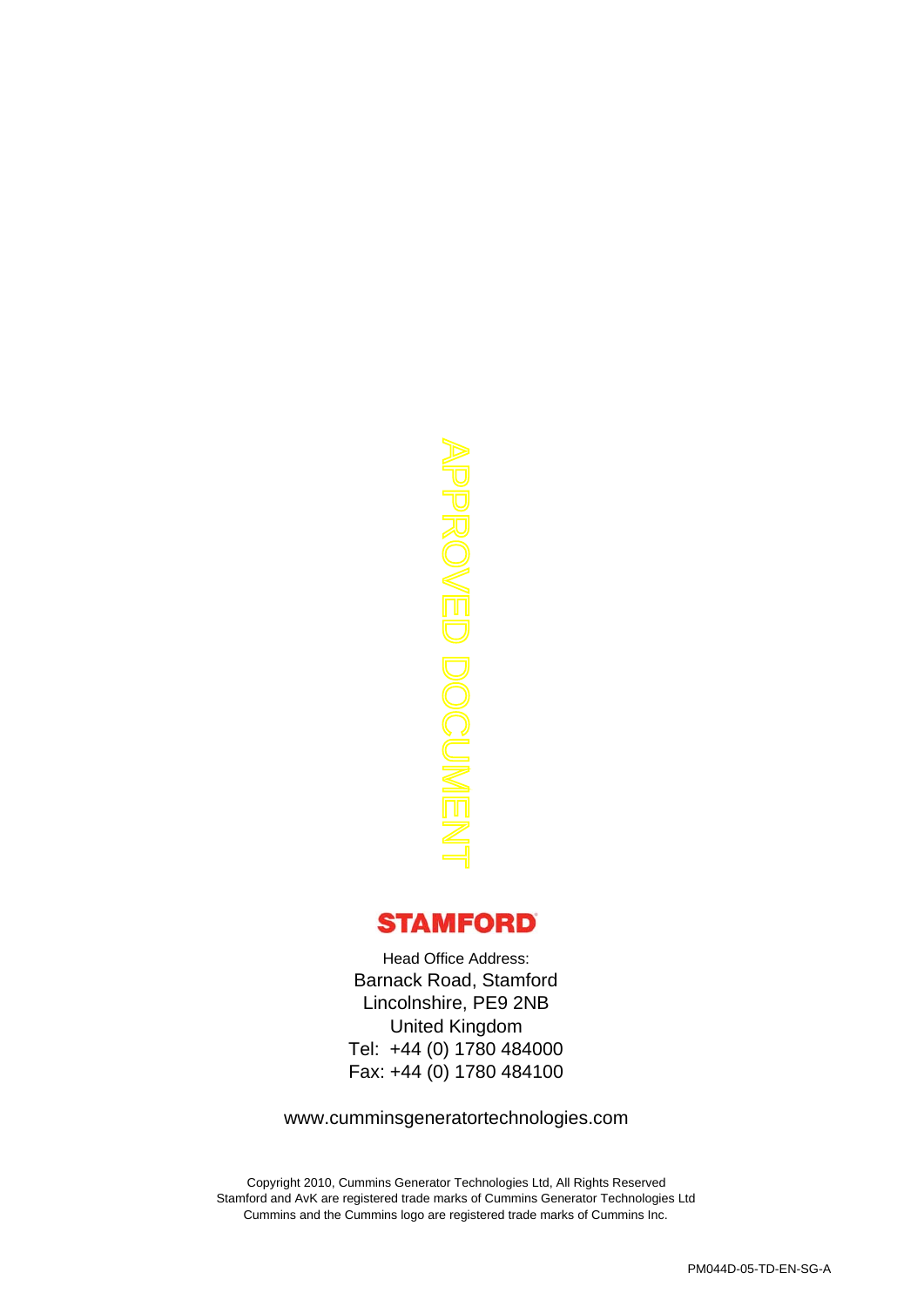APPROVED DOCUMENT

**STAMFORD**

Head Office Address:
Barnack Road, Stamford
Lincolnshire, PE9 2NB
United Kingdom
Tel: +44 (0) 1780 484000
Fax: +44 (0) 1780 484100

www.cumminsgeneratortechnologies.com

Copyright 2010, Cummins Generator Technologies Ltd, All Rights Reserved
Stamford and AvK are registered trade marks of Cummins Generator Technologies Ltd
Cummins and the Cummins logo are registered trade marks of Cummins Inc.

PM044D-05-TD-EN-SG-A